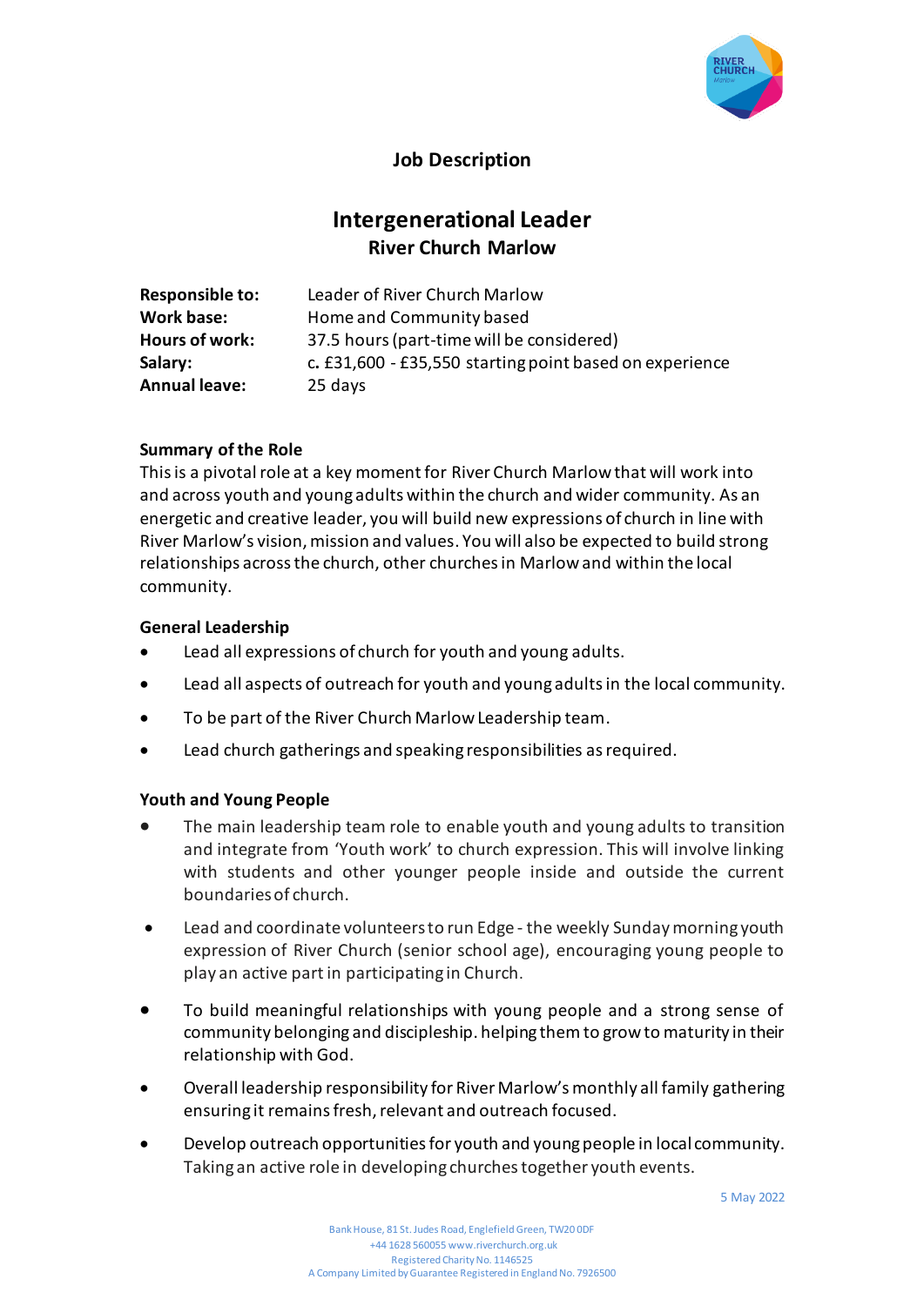# Job Description

## Intergenerational Leader

### River Church Marlow

**Responsible to:** Leader of River Church Marlow
**Work base:** Home and Community based
**Hours of work:** 37.5 hours (part-time will be considered)
**Salary:** c. £31,600 - £35,550 starting point based on experience
**Annual leave:** 25 days

**Summary of the Role**

This is a pivotal role at a key moment for River Church Marlow that will work into and across youth and young adults within the church and wider community. As an energetic and creative leader, you will build new expressions of church in line with River Marlow's vision, mission and values. You will also be expected to build strong relationships across the church, other churches in Marlow and within the local community.

**General Leadership**

- Lead all expressions of church for youth and young adults.
- Lead all aspects of outreach for youth and young adults in the local community.
- To be part of the River Church Marlow Leadership team.
- Lead church gatherings and speaking responsibilities as required.

**Youth and Young People**

- The main leadership team role to enable youth and young adults to transition and integrate from 'Youth work' to church expression. This will involve linking with students and other younger people inside and outside the current boundaries of church.
- Lead and coordinate volunteers to run Edge - the weekly Sunday morning youth expression of River Church (senior school age), encouraging young people to play an active part in participating in Church.
- To build meaningful relationships with young people and a strong sense of community belonging and discipleship. helping them to grow to maturity in their relationship with God.
- Overall leadership responsibility for River Marlow's monthly all family gathering ensuring it remains fresh, relevant and outreach focused.
- Develop outreach opportunities for youth and young people in local community. Taking an active role in developing churches together youth events.

5 May 2022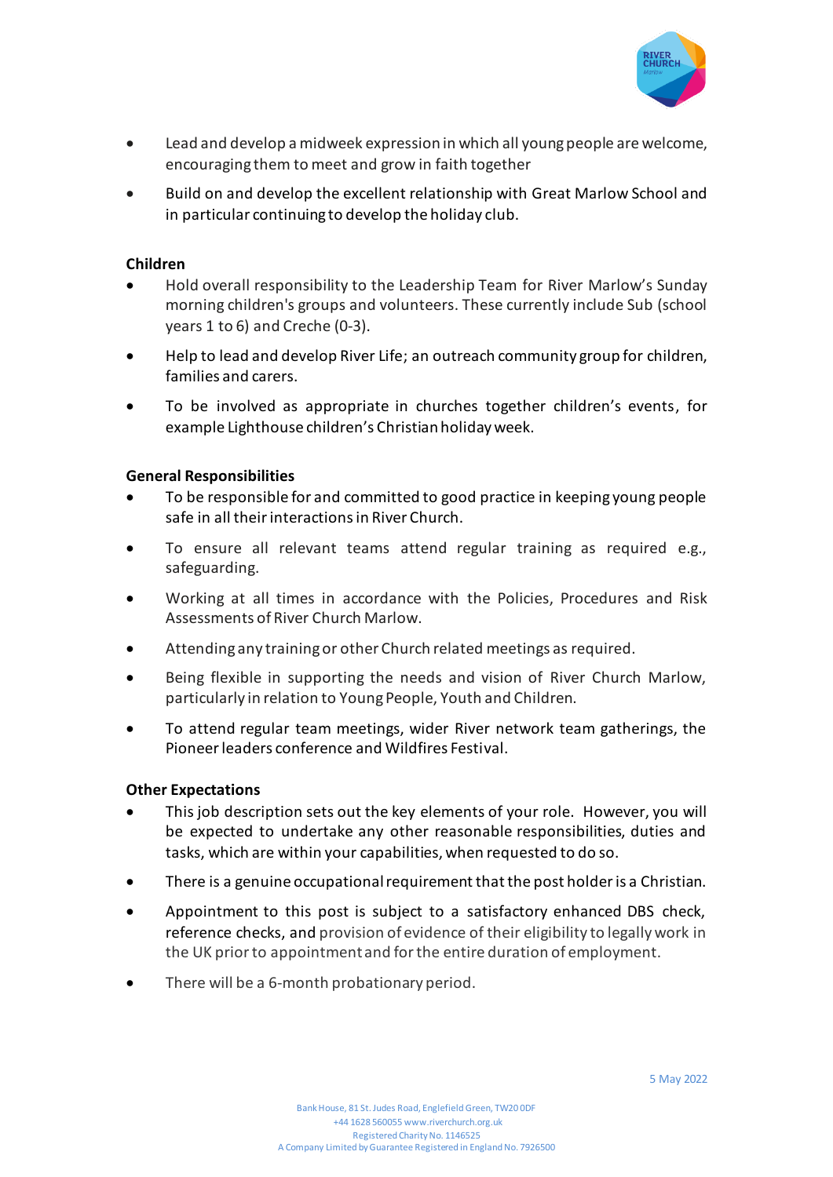- Lead and develop a midweek expression in which all young people are welcome, encouraging them to meet and grow in faith together
- Build on and develop the excellent relationship with Great Marlow School and in particular continuing to develop the holiday club.

**Children**

- Hold overall responsibility to the Leadership Team for River Marlow's Sunday morning children's groups and volunteers. These currently include Sub (school years 1 to 6) and Creche (0-3).
- Help to lead and develop River Life; an outreach community group for children, families and carers.
- To be involved as appropriate in churches together children's events, for example Lighthouse children's Christian holiday week.

**General Responsibilities**

- To be responsible for and committed to good practice in keeping young people safe in all their interactions in River Church.
- To ensure all relevant teams attend regular training as required e.g., safeguarding.
- Working at all times in accordance with the Policies, Procedures and Risk Assessments of River Church Marlow.
- Attending any training or other Church related meetings as required.
- Being flexible in supporting the needs and vision of River Church Marlow, particularly in relation to Young People, Youth and Children.
- To attend regular team meetings, wider River network team gatherings, the Pioneer leaders conference and Wildfires Festival.

**Other Expectations**

- This job description sets out the key elements of your role. However, you will be expected to undertake any other reasonable responsibilities, duties and tasks, which are within your capabilities, when requested to do so.
- There is a genuine occupational requirement that the post holder is a Christian.
- Appointment to this post is subject to a satisfactory enhanced DBS check, reference checks, and provision of evidence of their eligibility to legally work in the UK prior to appointment and for the entire duration of employment.
- There will be a 6-month probationary period.

5 May 2022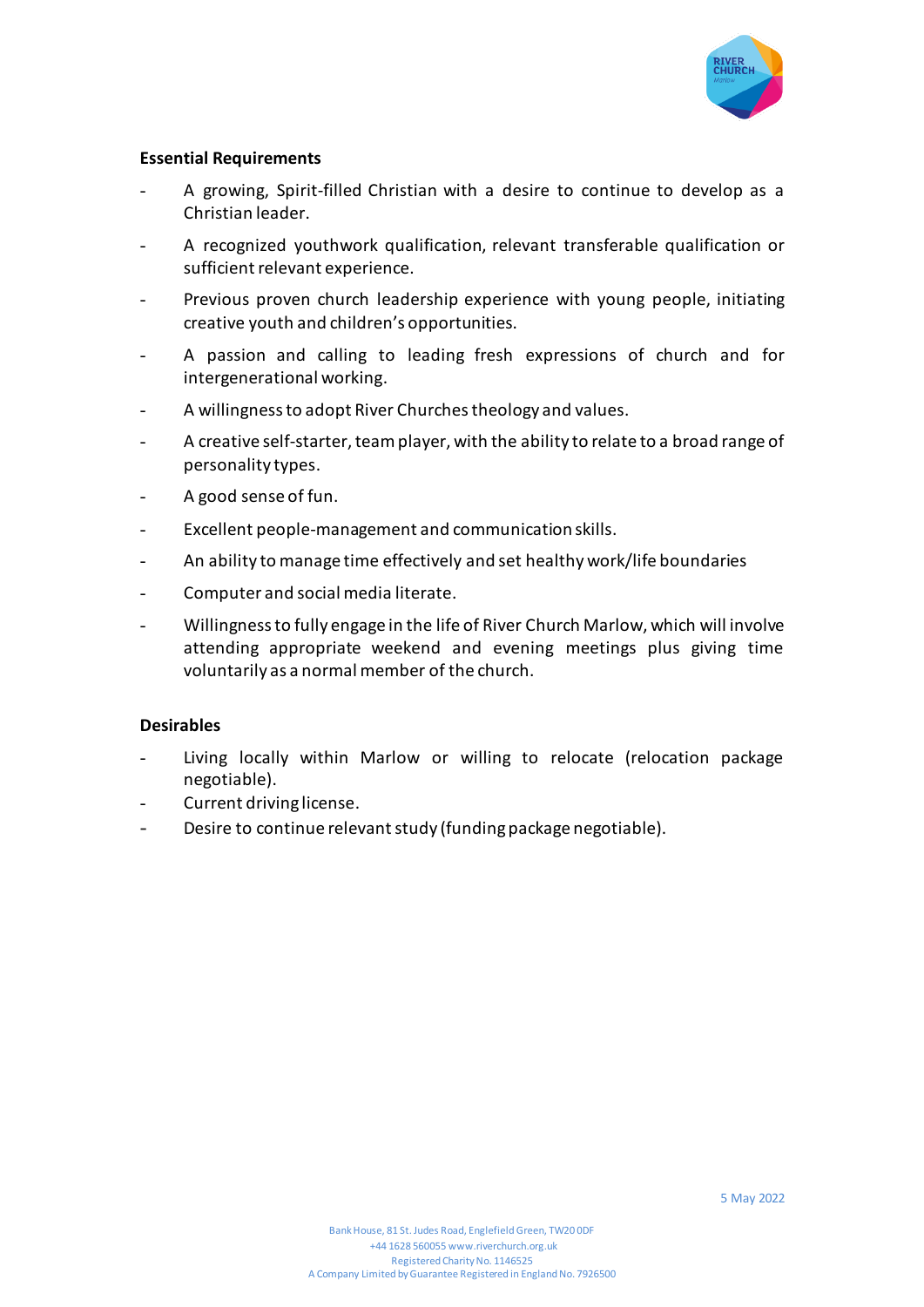**Essential Requirements**

- A growing, Spirit-filled Christian with a desire to continue to develop as a Christian leader.
- A recognized youthwork qualification, relevant transferable qualification or sufficient relevant experience.
- Previous proven church leadership experience with young people, initiating creative youth and children's opportunities.
- A passion and calling to leading fresh expressions of church and for intergenerational working.
- A willingness to adopt River Churches theology and values.
- A creative self-starter, team player, with the ability to relate to a broad range of personality types.
- A good sense of fun.
- Excellent people-management and communication skills.
- An ability to manage time effectively and set healthy work/life boundaries
- Computer and social media literate.
- Willingness to fully engage in the life of River Church Marlow, which will involve attending appropriate weekend and evening meetings plus giving time voluntarily as a normal member of the church.

**Desirables**

- Living locally within Marlow or willing to relocate (relocation package negotiable).
- Current driving license.
- Desire to continue relevant study (funding package negotiable).

5 May 2022

Bank House, 81 St. Judes Road, Englefield Green, TW20 0DF
+44 1628 560055 www.riverchurch.org.uk
Registered Charity No. 1146525
A Company Limited by Guarantee Registered in England No. 7926500